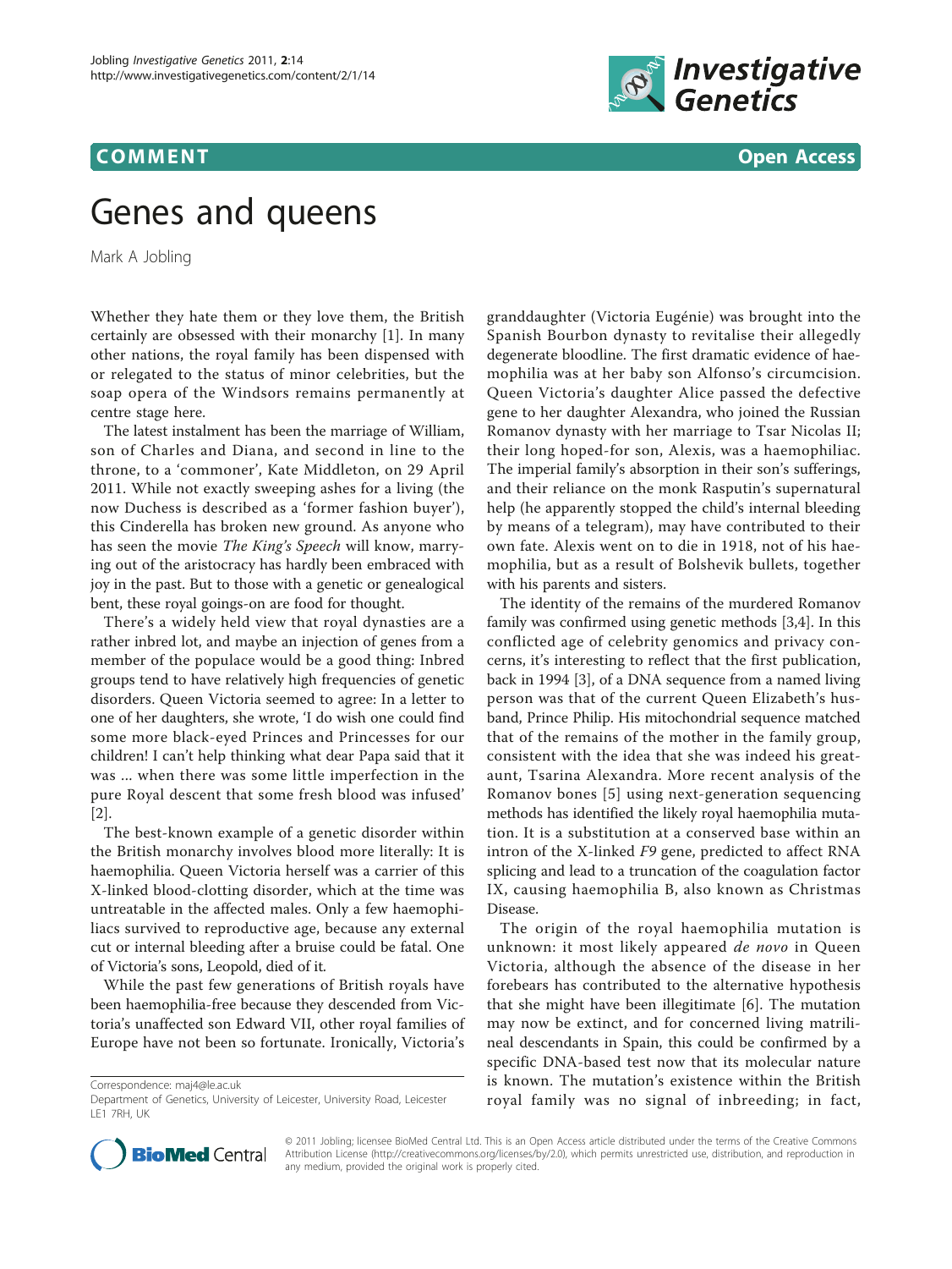**COMMENT** **Open Access**

# Genes and queens

Mark A Jobling

Whether they hate them or they love them, the British certainly are obsessed with their monarchy [1]. In many other nations, the royal family has been dispensed with or relegated to the status of minor celebrities, but the soap opera of the Windsors remains permanently at centre stage here.

The latest instalment has been the marriage of William, son of Charles and Diana, and second in line to the throne, to a 'commoner', Kate Middleton, on 29 April 2011. While not exactly sweeping ashes for a living (the now Duchess is described as a 'former fashion buyer'), this Cinderella has broken new ground. As anyone who has seen the movie *The King's Speech* will know, marrying out of the aristocracy has hardly been embraced with joy in the past. But to those with a genetic or genealogical bent, these royal goings-on are food for thought.

There's a widely held view that royal dynasties are a rather inbred lot, and maybe an injection of genes from a member of the populace would be a good thing: Inbred groups tend to have relatively high frequencies of genetic disorders. Queen Victoria seemed to agree: In a letter to one of her daughters, she wrote, 'I do wish one could find some more black-eyed Princes and Princesses for our children! I can't help thinking what dear Papa said that it was ... when there was some little imperfection in the pure Royal descent that some fresh blood was infused' [2].

The best-known example of a genetic disorder within the British monarchy involves blood more literally: It is haemophilia. Queen Victoria herself was a carrier of this X-linked blood-clotting disorder, which at the time was untreatable in the affected males. Only a few haemophiliacs survived to reproductive age, because any external cut or internal bleeding after a bruise could be fatal. One of Victoria's sons, Leopold, died of it.

While the past few generations of British royals have been haemophilia-free because they descended from Victoria's unaffected son Edward VII, other royal families of Europe have not been so fortunate. Ironically, Victoria's granddaughter (Victoria Eugénie) was brought into the Spanish Bourbon dynasty to revitalise their allegedly degenerate bloodline. The first dramatic evidence of haemophilia was at her baby son Alfonso's circumcision. Queen Victoria's daughter Alice passed the defective gene to her daughter Alexandra, who joined the Russian Romanov dynasty with her marriage to Tsar Nicolas II; their long hoped-for son, Alexis, was a haemophiliac. The imperial family's absorption in their son's sufferings, and their reliance on the monk Rasputin's supernatural help (he apparently stopped the child's internal bleeding by means of a telegram), may have contributed to their own fate. Alexis went on to die in 1918, not of his haemophilia, but as a result of Bolshevik bullets, together with his parents and sisters.

The identity of the remains of the murdered Romanov family was confirmed using genetic methods [3,4]. In this conflicted age of celebrity genomics and privacy concerns, it's interesting to reflect that the first publication, back in 1994 [3], of a DNA sequence from a named living person was that of the current Queen Elizabeth's husband, Prince Philip. His mitochondrial sequence matched that of the remains of the mother in the family group, consistent with the idea that she was indeed his great-aunt, Tsarina Alexandra. More recent analysis of the Romanov bones [5] using next-generation sequencing methods has identified the likely royal haemophilia mutation. It is a substitution at a conserved base within an intron of the X-linked *F9* gene, predicted to affect RNA splicing and lead to a truncation of the coagulation factor IX, causing haemophilia B, also known as Christmas Disease.

The origin of the royal haemophilia mutation is unknown: it most likely appeared *de novo* in Queen Victoria, although the absence of the disease in her forebears has contributed to the alternative hypothesis that she might have been illegitimate [6]. The mutation may now be extinct, and for concerned living matrilineal descendants in Spain, this could be confirmed by a specific DNA-based test now that its molecular nature is known. The mutation's existence within the British royal family was no signal of inbreeding; in fact,

Correspondence: maj4@le.ac.uk
Department of Genetics, University of Leicester, University Road, Leicester LE1 7RH, UK

© 2011 Jobling; licensee BioMed Central Ltd. This is an Open Access article distributed under the terms of the Creative Commons Attribution License (http://creativecommons.org/licenses/by/2.0), which permits unrestricted use, distribution, and reproduction in any medium, provided the original work is properly cited.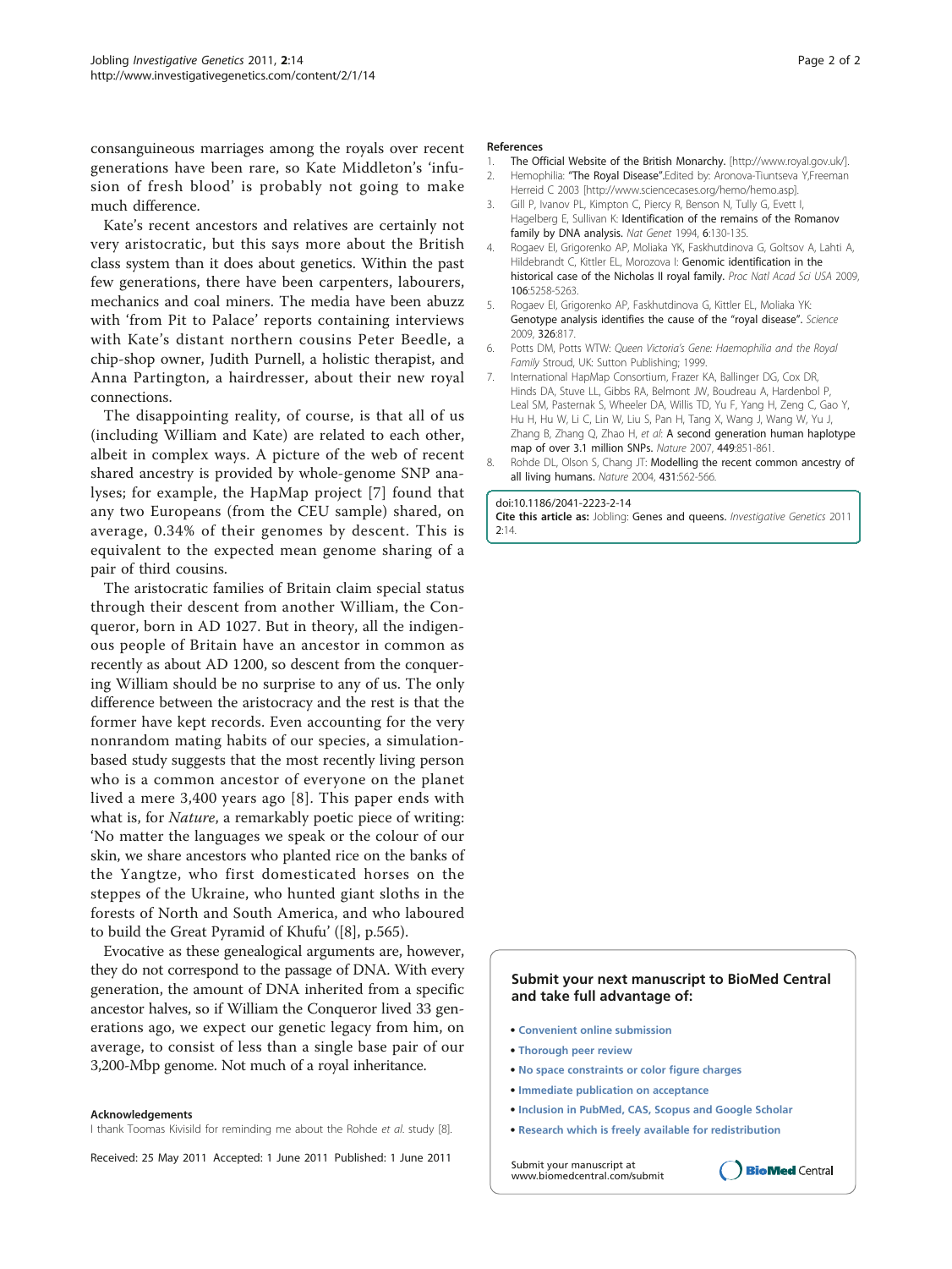consanguineous marriages among the royals over recent generations have been rare, so Kate Middleton's 'infusion of fresh blood' is probably not going to make much difference.

Kate's recent ancestors and relatives are certainly not very aristocratic, but this says more about the British class system than it does about genetics. Within the past few generations, there have been carpenters, labourers, mechanics and coal miners. The media have been abuzz with 'from Pit to Palace' reports containing interviews with Kate's distant northern cousins Peter Beedle, a chip-shop owner, Judith Purnell, a holistic therapist, and Anna Partington, a hairdresser, about their new royal connections.

The disappointing reality, of course, is that all of us (including William and Kate) are related to each other, albeit in complex ways. A picture of the web of recent shared ancestry is provided by whole-genome SNP analyses; for example, the HapMap project [7] found that any two Europeans (from the CEU sample) shared, on average, 0.34% of their genomes by descent. This is equivalent to the expected mean genome sharing of a pair of third cousins.

The aristocratic families of Britain claim special status through their descent from another William, the Conqueror, born in AD 1027. But in theory, all the indigenous people of Britain have an ancestor in common as recently as about AD 1200, so descent from the conquering William should be no surprise to any of us. The only difference between the aristocracy and the rest is that the former have kept records. Even accounting for the very nonrandom mating habits of our species, a simulation-based study suggests that the most recently living person who is a common ancestor of everyone on the planet lived a mere 3,400 years ago [8]. This paper ends with what is, for *Nature*, a remarkably poetic piece of writing: 'No matter the languages we speak or the colour of our skin, we share ancestors who planted rice on the banks of the Yangtze, who first domesticated horses on the steppes of the Ukraine, who hunted giant sloths in the forests of North and South America, and who laboured to build the Great Pyramid of Khufu' ([8], p.565).

Evocative as these genealogical arguments are, however, they do not correspond to the passage of DNA. With every generation, the amount of DNA inherited from a specific ancestor halves, so if William the Conqueror lived 33 generations ago, we expect our genetic legacy from him, on average, to consist of less than a single base pair of our 3,200-Mbp genome. Not much of a royal inheritance.

#### Acknowledgements

I thank Toomas Kivisild for reminding me about the Rohde *et al.* study [8].

Received: 25 May 2011 Accepted: 1 June 2011 Published: 1 June 2011

#### References

1. The Official Website of the British Monarchy. [http://www.royal.gov.uk/].
2. Hemophilia: "The Royal Disease". Edited by: Aronova-Tiuntseva Y, Freeman Herreid C 2003 [http://www.sciencecases.org/hemo/hemo.asp].
3. Gill P, Ivanov PL, Kimpton C, Piercy R, Benson N, Tully G, Evett I, Hagelberg E, Sullivan K: Identification of the remains of the Romanov family by DNA analysis. *Nat Genet* 1994, **6**:130-135.
4. Rogaev EI, Grigorenko AP, Moliaka YK, Faskhutdinova G, Goltsov A, Lahti A, Hildebrandt C, Kittler EL, Morozova I: Genomic identification in the historical case of the Nicholas II royal family. *Proc Natl Acad Sci USA* 2009, **106**:5258-5263.
5. Rogaev EI, Grigorenko AP, Faskhutdinova G, Kittler EL, Moliaka YK: Genotype analysis identifies the cause of the "royal disease". *Science* 2009, **326**:817.
6. Potts DM, Potts WTW: *Queen Victoria's Gene: Haemophilia and the Royal Family* Stroud, UK: Sutton Publishing; 1999.
7. International HapMap Consortium, Frazer KA, Ballinger DG, Cox DR, Hinds DA, Stuve LL, Gibbs RA, Belmont JW, Boudreau A, Hardenbol P, Leal SM, Pasternak S, Wheeler DA, Willis TD, Yu F, Yang H, Zeng C, Gao Y, Hu H, Hu W, Li C, Lin W, Liu S, Pan H, Tang X, Wang J, Wang W, Yu J, Zhang B, Zhang Q, Zhao H, *et al*: A second generation human haplotype map of over 3.1 million SNPs. *Nature* 2007, **449**:851-861.
8. Rohde DL, Olson S, Chang JT: Modelling the recent common ancestry of all living humans. *Nature* 2004, **431**:562-566.

doi:10.1186/2041-2223-2-14
**Cite this article as:** Jobling: Genes and queens. *Investigative Genetics* 2011 2:14.